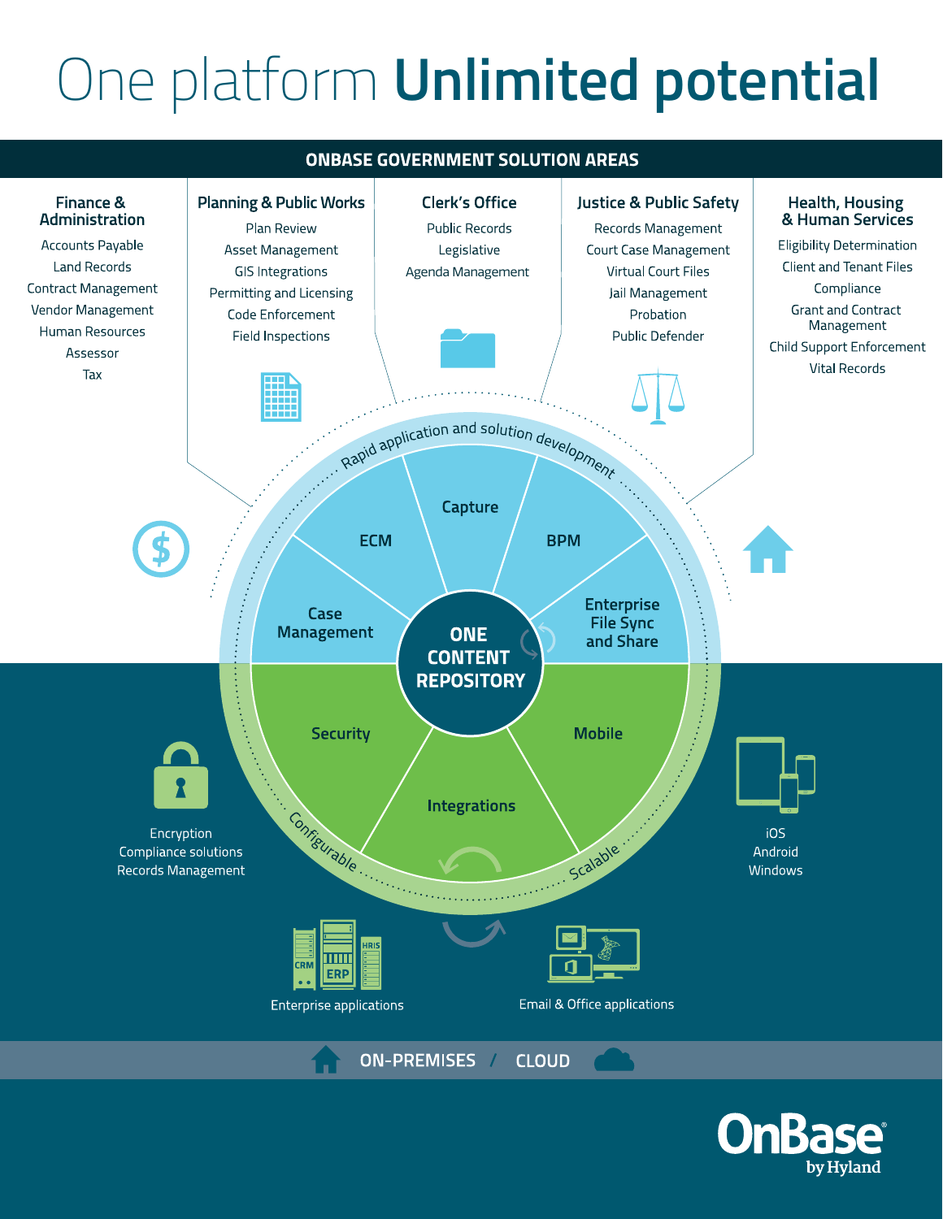# One platform **Unlimited potential**

## ONBASE GOVERNMENT SOLUTION AREAS

### Finance & Administration
- Accounts Payable
- Land Records
- Contract Management
- Vendor Management
- Human Resources
- Assessor
- Tax

### Planning & Public Works
- Plan Review
- Asset Management
- GIS Integrations
- Permitting and Licensing
- Code Enforcement
- Field Inspections

### Clerk's Office
- Public Records
- Legislative
- Agenda Management

### Justice & Public Safety
- Records Management
- Court Case Management
- Virtual Court Files
- Jail Management
- Probation
- Public Defender

### Health, Housing & Human Services
- Eligibility Determination
- Client and Tenant Files
- Compliance
- Grant and Contract Management
- Child Support Enforcement
- Vital Records

Rapid application and solution development

- Capture
- BPM
- Enterprise File Sync and Share
- ECM
- Case Management

**ONE CONTENT REPOSITORY**

- Security
- Integrations
- Mobile

Configurable

Scalable

Encryption
Compliance solutions
Records Management

iOS
Android
Windows

CRM
ERP
HRIS

Enterprise applications

Email & Office applications

**ON-PREMISES / CLOUD**

OnBase® by Hyland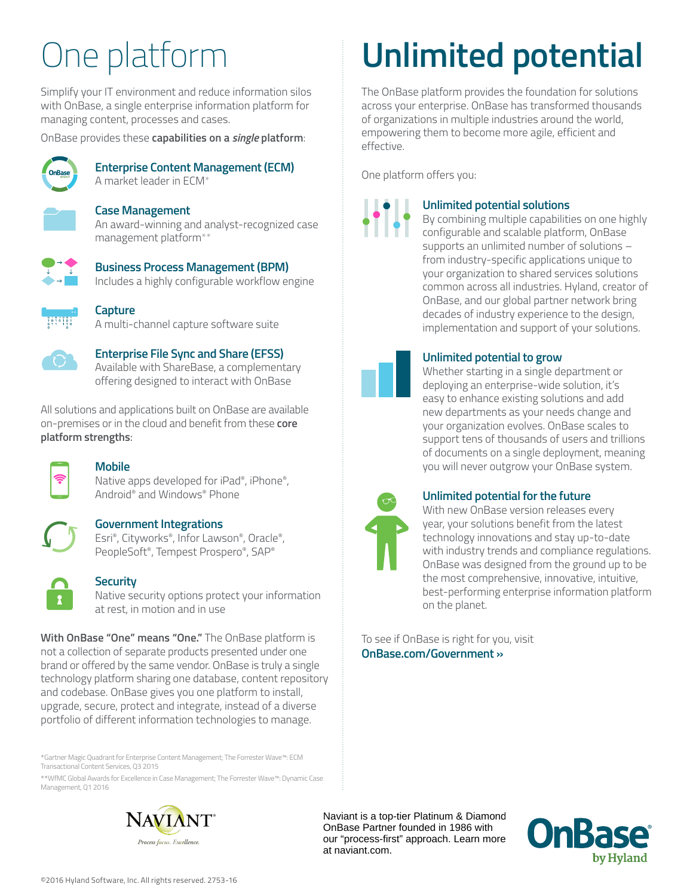# One platform

Simplify your IT environment and reduce information silos with OnBase, a single enterprise information platform for managing content, processes and cases.

OnBase provides these **capabilities on a *single* platform**:

### Enterprise Content Management (ECM)

A market leader in ECM*

### Case Management

An award-winning and analyst-recognized case management platform**

### Business Process Management (BPM)

Includes a highly configurable workflow engine

### Capture

A multi-channel capture software suite

### Enterprise File Sync and Share (EFSS)

Available with ShareBase, a complementary offering designed to interact with OnBase

All solutions and applications built on OnBase are available on-premises or in the cloud and benefit from these **core platform strengths**:

### Mobile

Native apps developed for iPad®, iPhone®, Android® and Windows® Phone

### Government Integrations

Esri®, Cityworks®, Infor Lawson®, Oracle®, PeopleSoft®, Tempest Prospero®, SAP®

### Security

Native security options protect your information at rest, in motion and in use

**With OnBase "One" means "One."** The OnBase platform is not a collection of separate products presented under one brand or offered by the same vendor. OnBase is truly a single technology platform sharing one database, content repository and codebase. OnBase gives you one platform to install, upgrade, secure, protect and integrate, instead of a diverse portfolio of different information technologies to manage.

*Gartner Magic Quadrant for Enterprise Content Management; The Forrester Wave™: ECM Transactional Content Services, Q3 2015

**WfMC Global Awards for Excellence in Case Management; The Forrester Wave™: Dynamic Case Management, Q1 2016

# Unlimited potential

The OnBase platform provides the foundation for solutions across your enterprise. OnBase has transformed thousands of organizations in multiple industries around the world, empowering them to become more agile, efficient and effective.

One platform offers you:

### Unlimited potential solutions

By combining multiple capabilities on one highly configurable and scalable platform, OnBase supports an unlimited number of solutions – from industry-specific applications unique to your organization to shared services solutions common across all industries. Hyland, creator of OnBase, and our global partner network bring decades of industry experience to the design, implementation and support of your solutions.

### Unlimited potential to grow

Whether starting in a single department or deploying an enterprise-wide solution, it's easy to enhance existing solutions and add new departments as your needs change and your organization evolves. OnBase scales to support tens of thousands of users and trillions of documents on a single deployment, meaning you will never outgrow your OnBase system.

### Unlimited potential for the future

With new OnBase version releases every year, your solutions benefit from the latest technology innovations and stay up-to-date with industry trends and compliance regulations. OnBase was designed from the ground up to be the most comprehensive, innovative, intuitive, best-performing enterprise information platform on the planet.

To see if OnBase is right for you, visit
**OnBase.com/Government »**

NAVIANT® Process focus. Excellence.

Naviant is a top-tier Platinum & Diamond OnBase Partner founded in 1986 with our "process-first" approach. Learn more at naviant.com.

OnBase® by Hyland

©2016 Hyland Software, Inc. All rights reserved. 2753-16